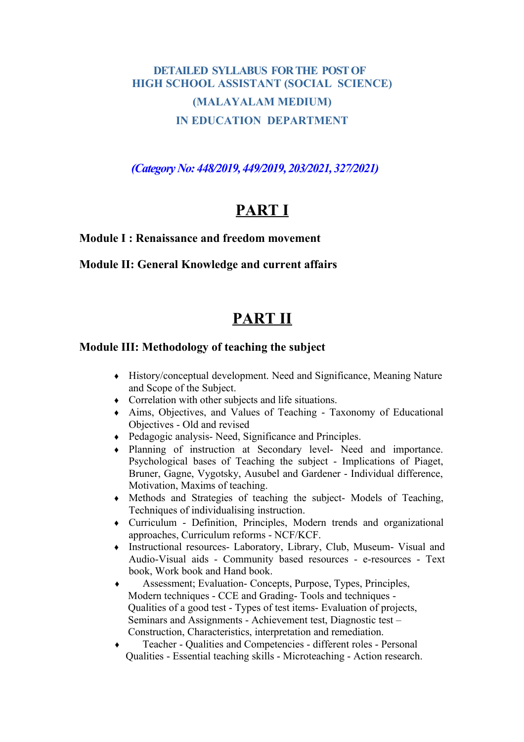# DETAILED SYLLABUS FOR THE POST OF HIGH SCHOOL ASSISTANT (SOCIAL SCIENCE) (MALAYALAM MEDIUM) IN EDUCATION DEPARTMENT

***(Category No: 448/2019, 449/2019, 203/2021, 327/2021)***

# PART I

**Module I : Renaissance and freedom movement**

**Module II: General Knowledge and current affairs**

# PART II

**Module III: Methodology of teaching the subject**

- History/conceptual development. Need and Significance, Meaning Nature and Scope of the Subject.
- Correlation with other subjects and life situations.
- Aims, Objectives, and Values of Teaching - Taxonomy of Educational Objectives - Old and revised
- Pedagogic analysis- Need, Significance and Principles.
- Planning of instruction at Secondary level- Need and importance. Psychological bases of Teaching the subject - Implications of Piaget, Bruner, Gagne, Vygotsky, Ausubel and Gardener - Individual difference, Motivation, Maxims of teaching.
- Methods and Strategies of teaching the subject- Models of Teaching, Techniques of individualising instruction.
- Curriculum - Definition, Principles, Modern trends and organizational approaches, Curriculum reforms - NCF/KCF.
- Instructional resources- Laboratory, Library, Club, Museum- Visual and Audio-Visual aids - Community based resources - e-resources - Text book, Work book and Hand book.
- Assessment; Evaluation- Concepts, Purpose, Types, Principles, Modern techniques - CCE and Grading- Tools and techniques - Qualities of a good test - Types of test items- Evaluation of projects, Seminars and Assignments - Achievement test, Diagnostic test – Construction, Characteristics, interpretation and remediation.
- Teacher - Qualities and Competencies - different roles - Personal Qualities - Essential teaching skills - Microteaching - Action research.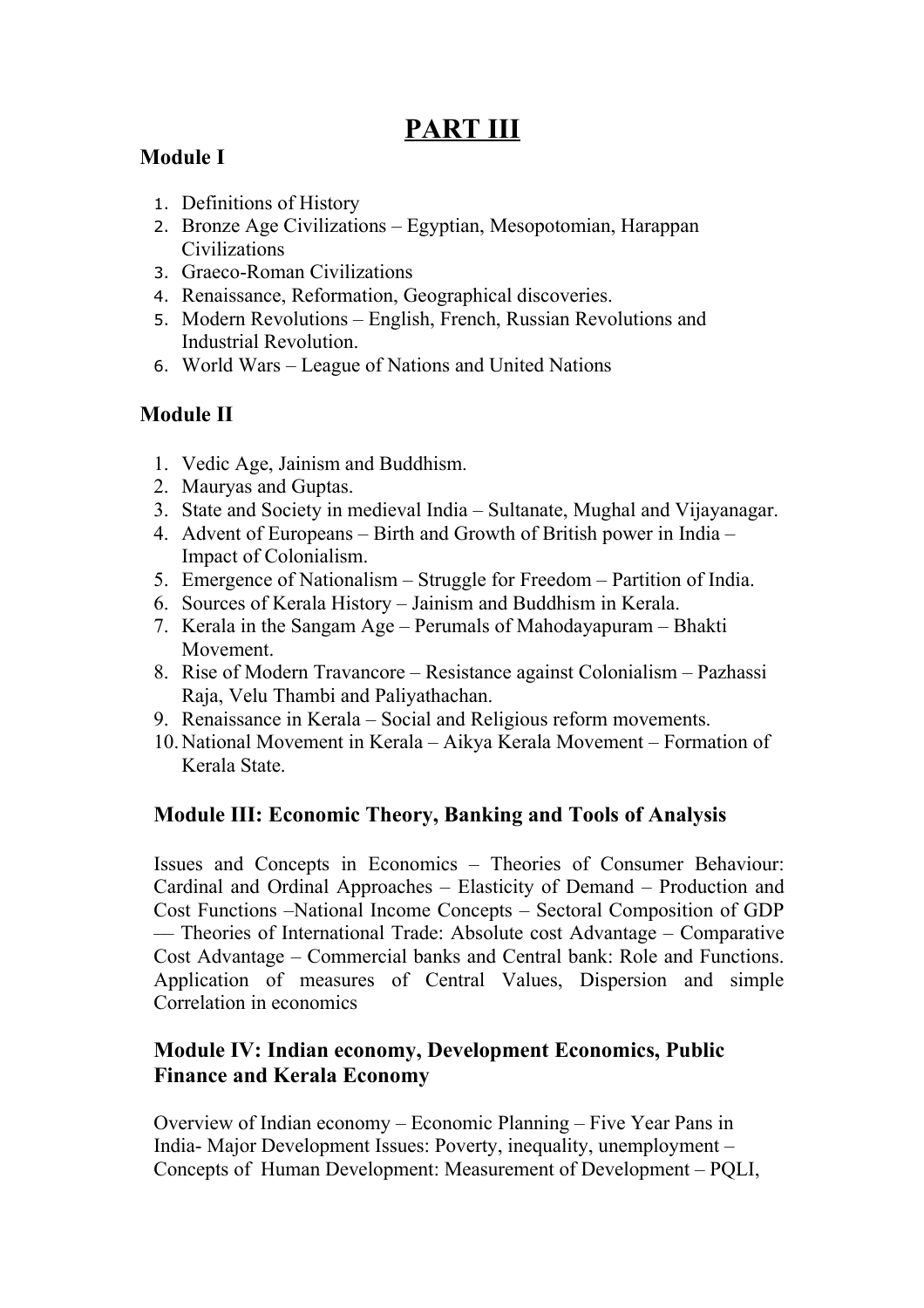# PART III

## Module I

1. Definitions of History
2. Bronze Age Civilizations – Egyptian, Mesopotomian, Harappan Civilizations
3. Graeco-Roman Civilizations
4. Renaissance, Reformation, Geographical discoveries.
5. Modern Revolutions – English, French, Russian Revolutions and Industrial Revolution.
6. World Wars – League of Nations and United Nations

## Module II

1. Vedic Age, Jainism and Buddhism.
2. Mauryas and Guptas.
3. State and Society in medieval India – Sultanate, Mughal and Vijayanagar.
4. Advent of Europeans – Birth and Growth of British power in India – Impact of Colonialism.
5. Emergence of Nationalism – Struggle for Freedom – Partition of India.
6. Sources of Kerala History – Jainism and Buddhism in Kerala.
7. Kerala in the Sangam Age – Perumals of Mahodayapuram – Bhakti Movement.
8. Rise of Modern Travancore – Resistance against Colonialism – Pazhassi Raja, Velu Thambi and Paliyathachan.
9. Renaissance in Kerala – Social and Religious reform movements.
10. National Movement in Kerala – Aikya Kerala Movement – Formation of Kerala State.

## Module III: Economic Theory, Banking and Tools of Analysis

Issues and Concepts in Economics – Theories of Consumer Behaviour: Cardinal and Ordinal Approaches – Elasticity of Demand – Production and Cost Functions –National Income Concepts – Sectoral Composition of GDP — Theories of International Trade: Absolute cost Advantage – Comparative Cost Advantage – Commercial banks and Central bank: Role and Functions. Application of measures of Central Values, Dispersion and simple Correlation in economics

## Module IV: Indian economy, Development Economics, Public Finance and Kerala Economy

Overview of Indian economy – Economic Planning – Five Year Pans in India- Major Development Issues: Poverty, inequality, unemployment – Concepts of Human Development: Measurement of Development – PQLI,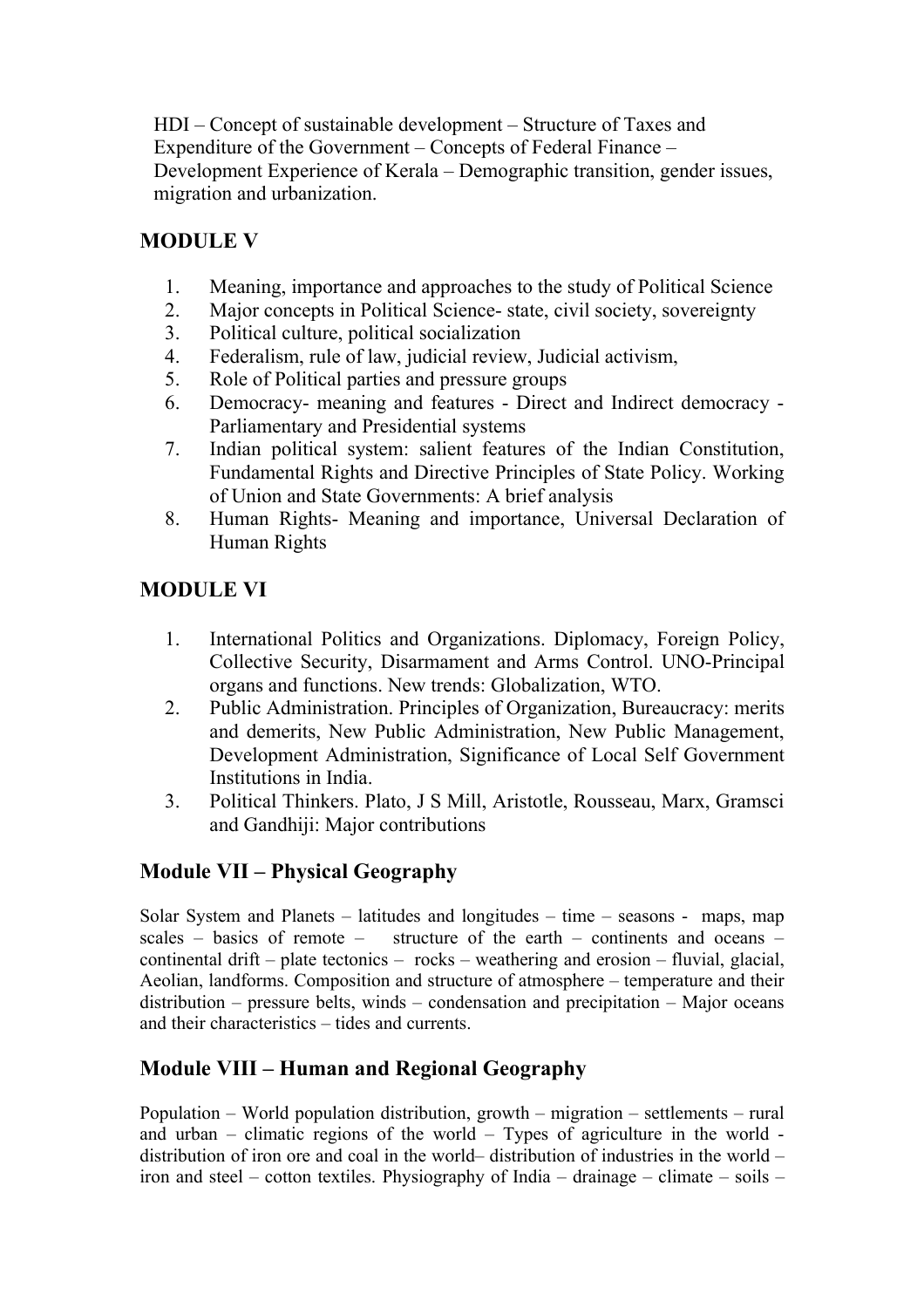HDI – Concept of sustainable development – Structure of Taxes and Expenditure of the Government – Concepts of Federal Finance – Development Experience of Kerala – Demographic transition, gender issues, migration and urbanization.

## MODULE V

1. Meaning, importance and approaches to the study of Political Science
2. Major concepts in Political Science- state, civil society, sovereignty
3. Political culture, political socialization
4. Federalism, rule of law, judicial review, Judicial activism,
5. Role of Political parties and pressure groups
6. Democracy- meaning and features - Direct and Indirect democracy - Parliamentary and Presidential systems
7. Indian political system: salient features of the Indian Constitution, Fundamental Rights and Directive Principles of State Policy. Working of Union and State Governments: A brief analysis
8. Human Rights- Meaning and importance, Universal Declaration of Human Rights

## MODULE VI

1. International Politics and Organizations. Diplomacy, Foreign Policy, Collective Security, Disarmament and Arms Control. UNO-Principal organs and functions. New trends: Globalization, WTO.
2. Public Administration. Principles of Organization, Bureaucracy: merits and demerits, New Public Administration, New Public Management, Development Administration, Significance of Local Self Government Institutions in India.
3. Political Thinkers. Plato, J S Mill, Aristotle, Rousseau, Marx, Gramsci and Gandhiji: Major contributions

## Module VII – Physical Geography

Solar System and Planets – latitudes and longitudes – time – seasons - maps, map scales – basics of remote – structure of the earth – continents and oceans – continental drift – plate tectonics – rocks – weathering and erosion – fluvial, glacial, Aeolian, landforms. Composition and structure of atmosphere – temperature and their distribution – pressure belts, winds – condensation and precipitation – Major oceans and their characteristics – tides and currents.

## Module VIII – Human and Regional Geography

Population – World population distribution, growth – migration – settlements – rural and urban – climatic regions of the world – Types of agriculture in the world - distribution of iron ore and coal in the world– distribution of industries in the world – iron and steel – cotton textiles. Physiography of India – drainage – climate – soils –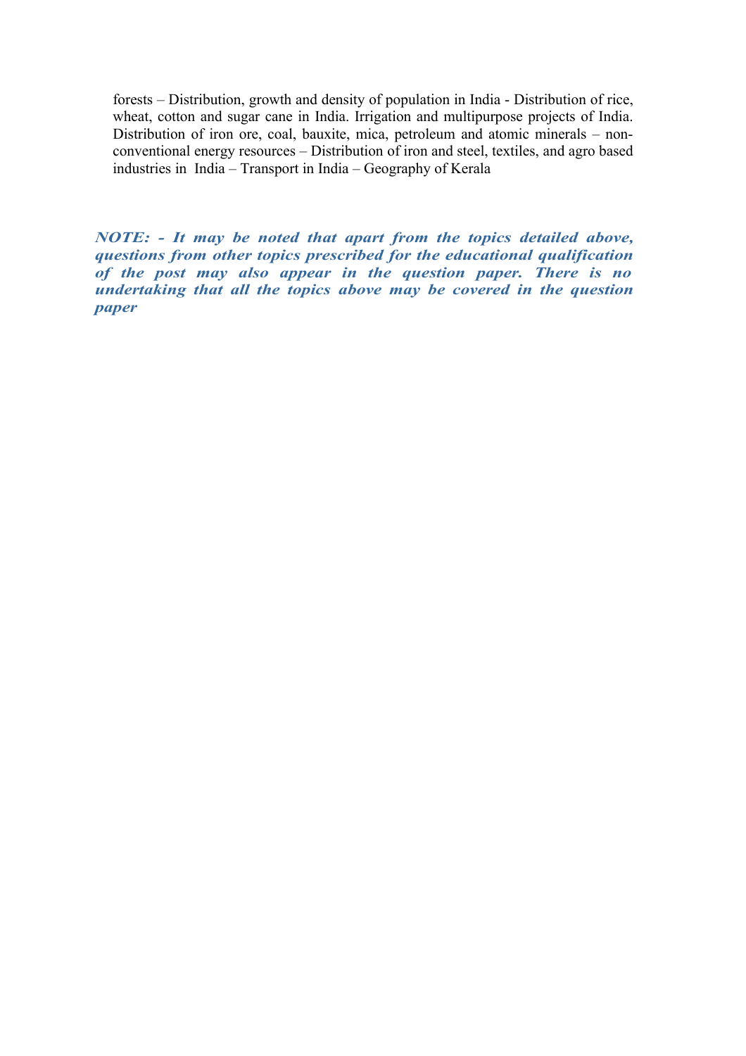forests – Distribution, growth and density of population in India - Distribution of rice, wheat, cotton and sugar cane in India. Irrigation and multipurpose projects of India. Distribution of iron ore, coal, bauxite, mica, petroleum and atomic minerals – non-conventional energy resources – Distribution of iron and steel, textiles, and agro based industries in India – Transport in India – Geography of Kerala

***NOTE: - It may be noted that apart from the topics detailed above, questions from other topics prescribed for the educational qualification of the post may also appear in the question paper. There is no undertaking that all the topics above may be covered in the question paper***